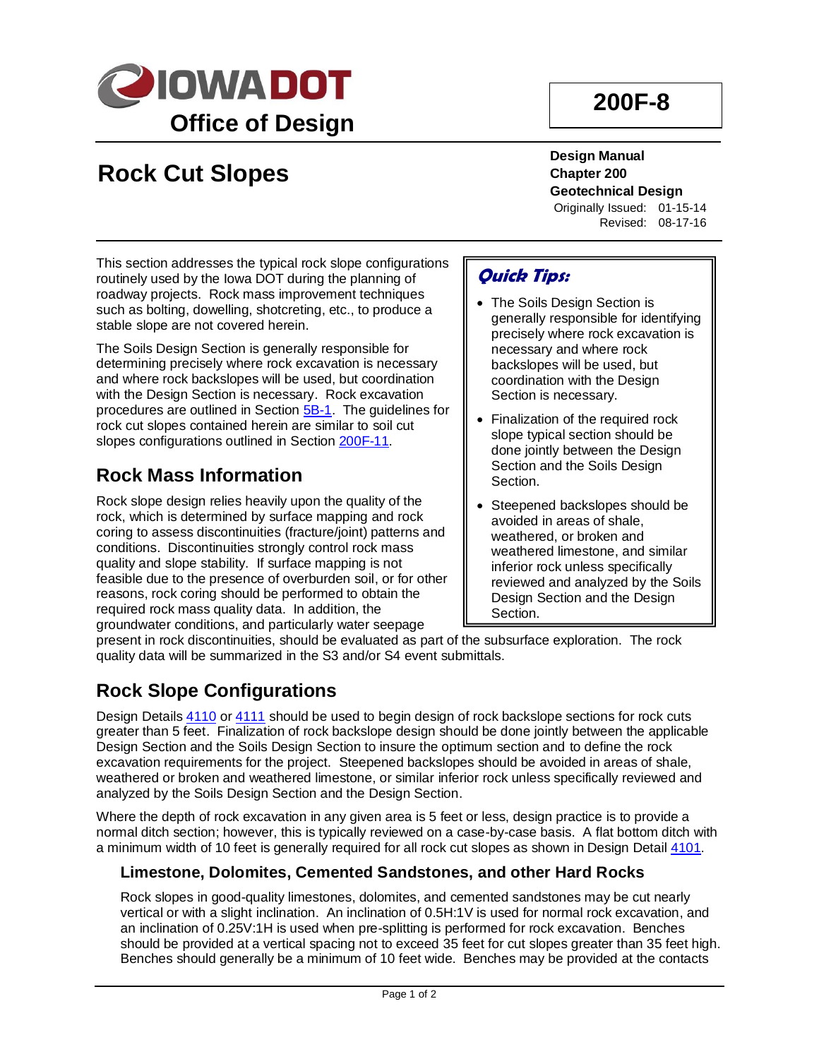# Iowa DOT Office of Design

**200F-8**

# Rock Cut Slopes

**Design Manual**
**Chapter 200**
**Geotechnical Design**

Originally Issued: 01-15-14
Revised: 08-17-16

This section addresses the typical rock slope configurations routinely used by the Iowa DOT during the planning of roadway projects. Rock mass improvement techniques such as bolting, dowelling, shotcreting, etc., to produce a stable slope are not covered herein.

The Soils Design Section is generally responsible for determining precisely where rock excavation is necessary and where rock backslopes will be used, but coordination with the Design Section is necessary. Rock excavation procedures are outlined in Section 5B-1. The guidelines for rock cut slopes contained herein are similar to soil cut slopes configurations outlined in Section 200F-11.

> ***Quick Tips:***
>
> - The Soils Design Section is generally responsible for identifying precisely where rock excavation is necessary and where rock backslopes will be used, but coordination with the Design Section is necessary.
> - Finalization of the required rock slope typical section should be done jointly between the Design Section and the Soils Design Section.
> - Steepened backslopes should be avoided in areas of shale, weathered, or broken and weathered limestone, and similar inferior rock unless specifically reviewed and analyzed by the Soils Design Section and the Design Section.

## Rock Mass Information

Rock slope design relies heavily upon the quality of the rock, which is determined by surface mapping and rock coring to assess discontinuities (fracture/joint) patterns and conditions. Discontinuities strongly control rock mass quality and slope stability. If surface mapping is not feasible due to the presence of overburden soil, or for other reasons, rock coring should be performed to obtain the required rock mass quality data. In addition, the groundwater conditions, and particularly water seepage present in rock discontinuities, should be evaluated as part of the subsurface exploration. The rock quality data will be summarized in the S3 and/or S4 event submittals.

## Rock Slope Configurations

Design Details 4110 or 4111 should be used to begin design of rock backslope sections for rock cuts greater than 5 feet. Finalization of rock backslope design should be done jointly between the applicable Design Section and the Soils Design Section to insure the optimum section and to define the rock excavation requirements for the project. Steepened backslopes should be avoided in areas of shale, weathered or broken and weathered limestone, or similar inferior rock unless specifically reviewed and analyzed by the Soils Design Section and the Design Section.

Where the depth of rock excavation in any given area is 5 feet or less, design practice is to provide a normal ditch section; however, this is typically reviewed on a case-by-case basis. A flat bottom ditch with a minimum width of 10 feet is generally required for all rock cut slopes as shown in Design Detail 4101.

### Limestone, Dolomites, Cemented Sandstones, and other Hard Rocks

Rock slopes in good-quality limestones, dolomites, and cemented sandstones may be cut nearly vertical or with a slight inclination. An inclination of 0.5H:1V is used for normal rock excavation, and an inclination of 0.25V:1H is used when pre-splitting is performed for rock excavation. Benches should be provided at a vertical spacing not to exceed 35 feet for cut slopes greater than 35 feet high. Benches should generally be a minimum of 10 feet wide. Benches may be provided at the contacts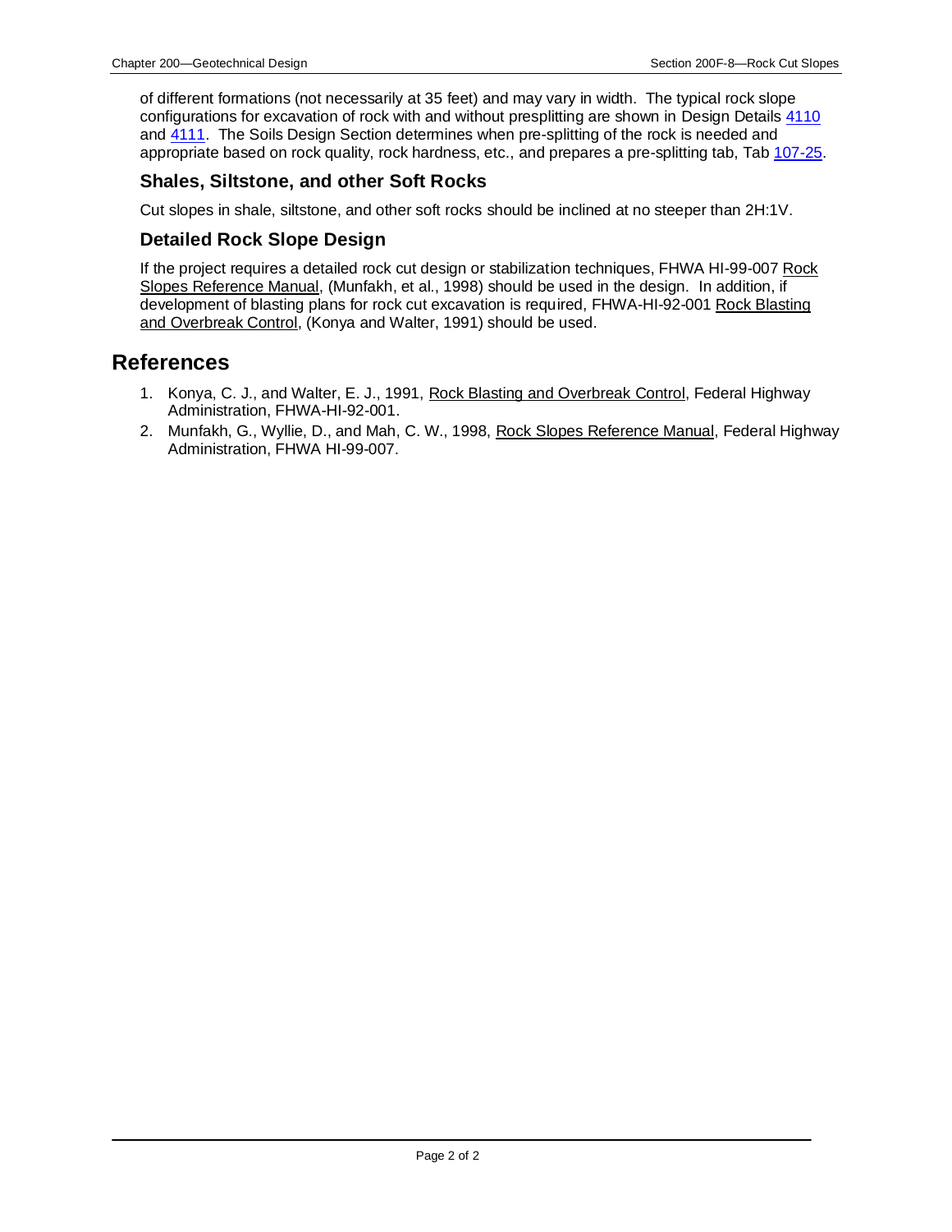of different formations (not necessarily at 35 feet) and may vary in width. The typical rock slope configurations for excavation of rock with and without presplitting are shown in Design Details 4110 and 4111. The Soils Design Section determines when pre-splitting of the rock is needed and appropriate based on rock quality, rock hardness, etc., and prepares a pre-splitting tab, Tab 107-25.

### Shales, Siltstone, and other Soft Rocks

Cut slopes in shale, siltstone, and other soft rocks should be inclined at no steeper than 2H:1V.

### Detailed Rock Slope Design

If the project requires a detailed rock cut design or stabilization techniques, FHWA HI-99-007 Rock Slopes Reference Manual, (Munfakh, et al., 1998) should be used in the design. In addition, if development of blasting plans for rock cut excavation is required, FHWA-HI-92-001 Rock Blasting and Overbreak Control, (Konya and Walter, 1991) should be used.

## References

1. Konya, C. J., and Walter, E. J., 1991, Rock Blasting and Overbreak Control, Federal Highway Administration, FHWA-HI-92-001.
2. Munfakh, G., Wyllie, D., and Mah, C. W., 1998, Rock Slopes Reference Manual, Federal Highway Administration, FHWA HI-99-007.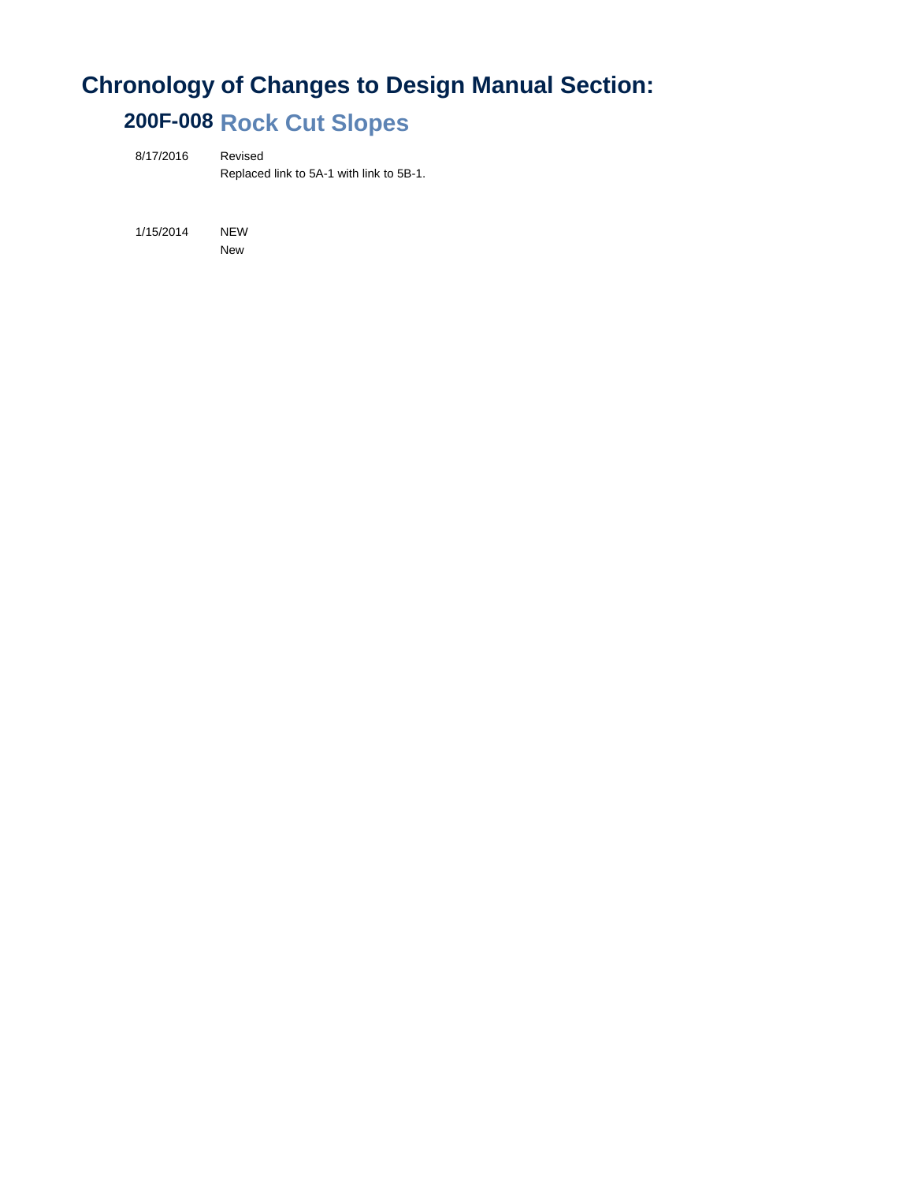# Chronology of Changes to Design Manual Section:

## 200F-008 Rock Cut Slopes

8/17/2016 Revised
Replaced link to 5A-1 with link to 5B-1.

1/15/2014 NEW
New